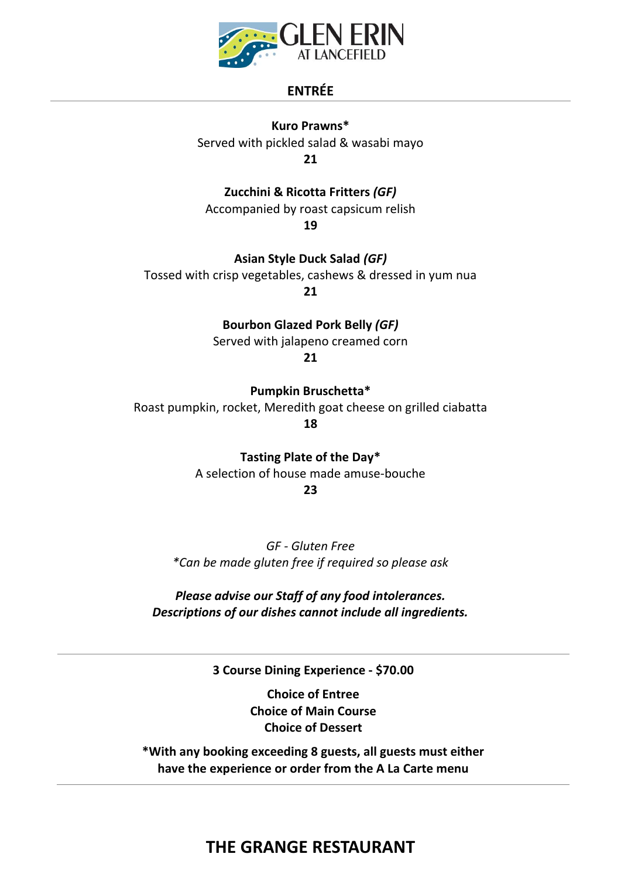GLEN ERIN
AT LANCEFIELD

## ENTRÉE

**Kuro Prawns***
Served with pickled salad & wasabi mayo
**21**

**Zucchini & Ricotta Fritters *(GF)***
Accompanied by roast capsicum relish
**19**

**Asian Style Duck Salad *(GF)***
Tossed with crisp vegetables, cashews & dressed in yum nua
**21**

**Bourbon Glazed Pork Belly *(GF)***
Served with jalapeno creamed corn
**21**

**Pumpkin Bruschetta***
Roast pumpkin, rocket, Meredith goat cheese on grilled ciabatta
**18**

**Tasting Plate of the Day***
A selection of house made amuse-bouche
**23**

*GF - Gluten Free*
**Can be made gluten free if required so please ask*

***Please advise our Staff of any food intolerances.***
***Descriptions of our dishes cannot include all ingredients.***

---

**3 Course Dining Experience - $70.00**

**Choice of Entree**
**Choice of Main Course**
**Choice of Dessert**

***With any booking exceeding 8 guests, all guests must either have the experience or order from the A La Carte menu**

---

## THE GRANGE RESTAURANT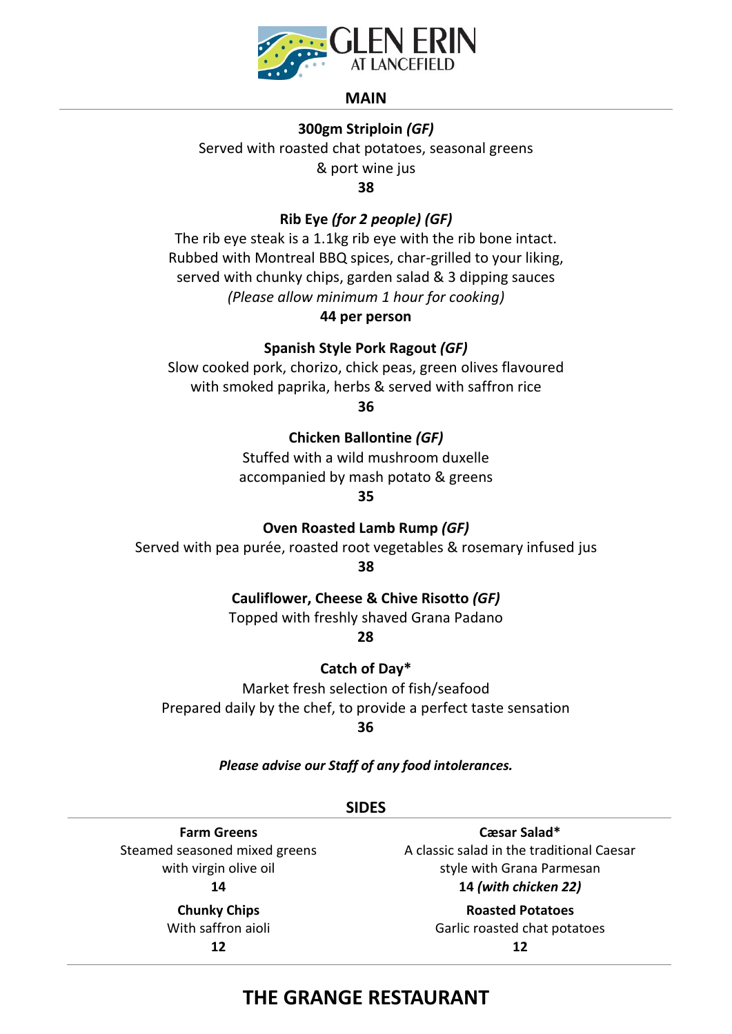GLEN ERIN
AT LANCEFIELD

## MAIN

**300gm Striploin *(GF)***
Served with roasted chat potatoes, seasonal greens
& port wine jus
**38**

**Rib Eye *(for 2 people) (GF)***
The rib eye steak is a 1.1kg rib eye with the rib bone intact.
Rubbed with Montreal BBQ spices, char-grilled to your liking,
served with chunky chips, garden salad & 3 dipping sauces
*(Please allow minimum 1 hour for cooking)*
**44 per person**

**Spanish Style Pork Ragout *(GF)***
Slow cooked pork, chorizo, chick peas, green olives flavoured
with smoked paprika, herbs & served with saffron rice
**36**

**Chicken Ballontine *(GF)***
Stuffed with a wild mushroom duxelle
accompanied by mash potato & greens
**35**

**Oven Roasted Lamb Rump *(GF)***
Served with pea purée, roasted root vegetables & rosemary infused jus
**38**

**Cauliflower, Cheese & Chive Risotto *(GF)***
Topped with freshly shaved Grana Padano
**28**

**Catch of Day***
Market fresh selection of fish/seafood
Prepared daily by the chef, to provide a perfect taste sensation
**36**

***Please advise our Staff of any food intolerances.***

## SIDES

**Farm Greens**
Steamed seasoned mixed greens
with virgin olive oil
**14**

**Chunky Chips**
With saffron aioli
**12**

**Cæsar Salad***
A classic salad in the traditional Caesar
style with Grana Parmesan
**14 *(with chicken 22)***

**Roasted Potatoes**
Garlic roasted chat potatoes
**12**

# THE GRANGE RESTAURANT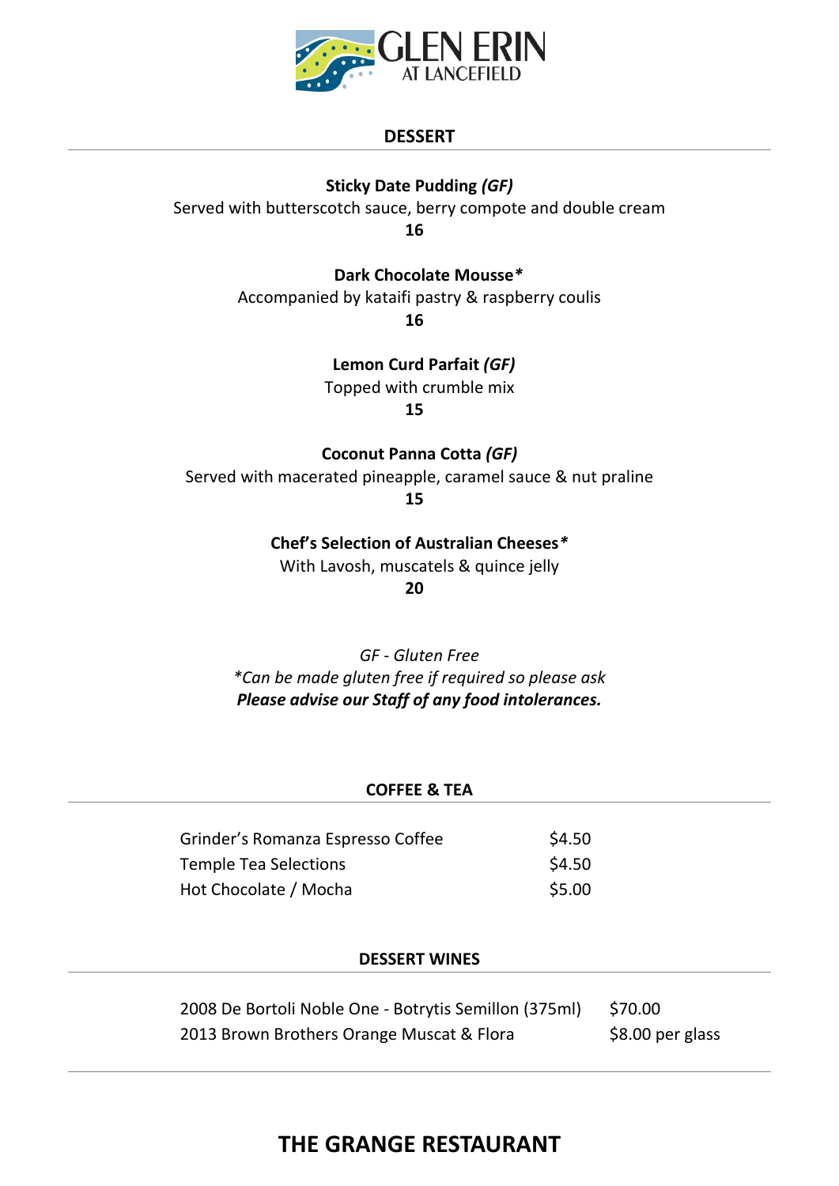GLEN ERIN AT LANCEFIELD

## DESSERT

**Sticky Date Pudding *(GF)***
Served with butterscotch sauce, berry compote and double cream
**16**

**Dark Chocolate Mousse*** 
Accompanied by kataifi pastry & raspberry coulis
**16**

**Lemon Curd Parfait *(GF)***
Topped with crumble mix
**15**

**Coconut Panna Cotta *(GF)***
Served with macerated pineapple, caramel sauce & nut praline
**15**

**Chef's Selection of Australian Cheeses*** 
With Lavosh, muscatels & quince jelly
**20**

*GF - Gluten Free*
*\*Can be made gluten free if required so please ask*
***Please advise our Staff of any food intolerances.***

## COFFEE & TEA

| | |
|---|---|
| Grinder's Romanza Espresso Coffee | $4.50 |
| Temple Tea Selections | $4.50 |
| Hot Chocolate / Mocha | $5.00 |

## DESSERT WINES

| | |
|---|---|
| 2008 De Bortoli Noble One - Botrytis Semillon (375ml) | $70.00 |
| 2013 Brown Brothers Orange Muscat & Flora | $8.00 per glass |

# THE GRANGE RESTAURANT